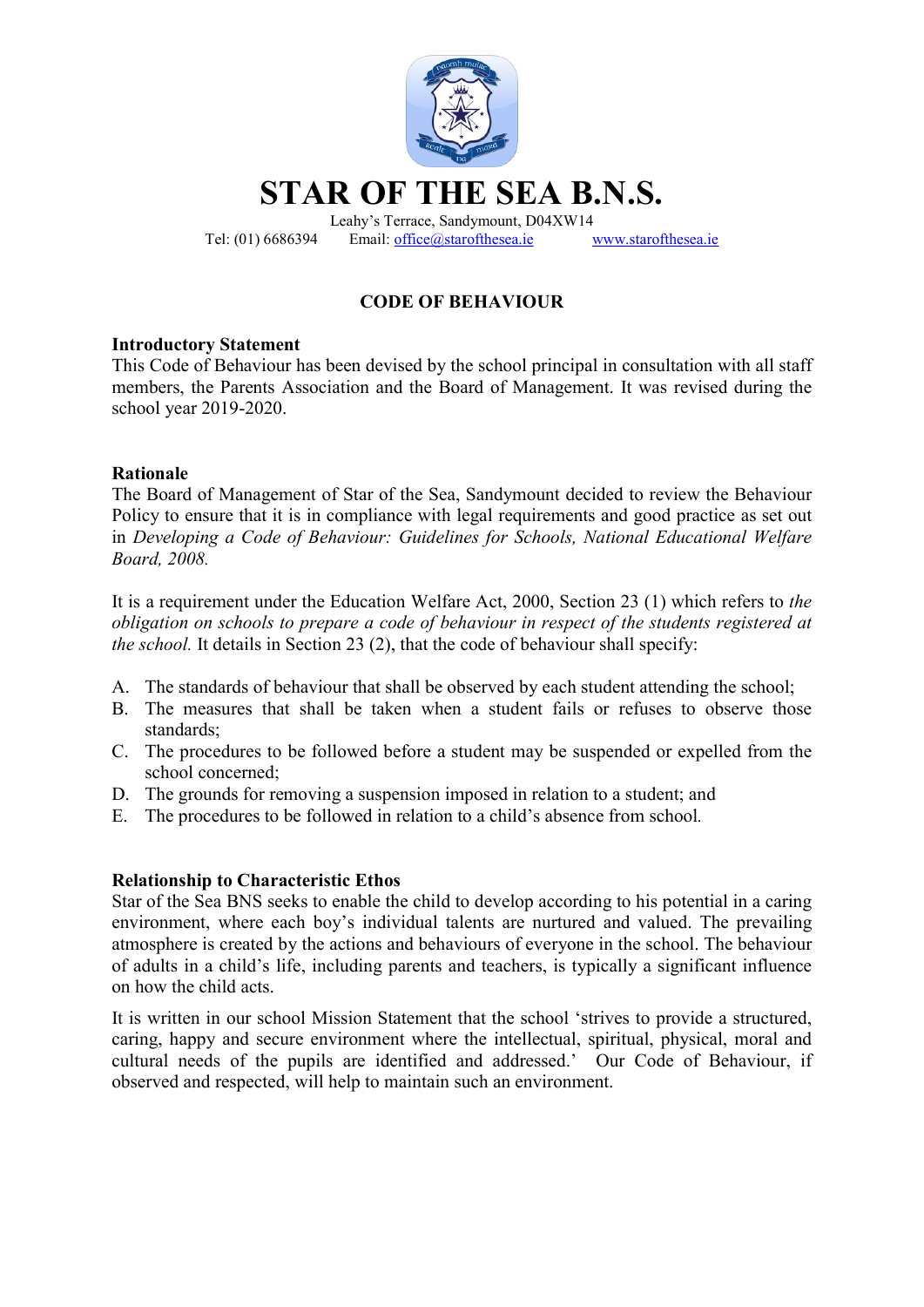# STAR OF THE SEA B.N.S.

Leahy's Terrace, Sandymount, D04XW14
Tel: (01) 6686394 Email: office@starofthesea.ie www.starofthesea.ie

## CODE OF BEHAVIOUR

### Introductory Statement

This Code of Behaviour has been devised by the school principal in consultation with all staff members, the Parents Association and the Board of Management. It was revised during the school year 2019-2020.

### Rationale

The Board of Management of Star of the Sea, Sandymount decided to review the Behaviour Policy to ensure that it is in compliance with legal requirements and good practice as set out in *Developing a Code of Behaviour: Guidelines for Schools, National Educational Welfare Board, 2008.*

It is a requirement under the Education Welfare Act, 2000, Section 23 (1) which refers to *the obligation on schools to prepare a code of behaviour in respect of the students registered at the school.* It details in Section 23 (2), that the code of behaviour shall specify:

A. The standards of behaviour that shall be observed by each student attending the school;
B. The measures that shall be taken when a student fails or refuses to observe those standards;
C. The procedures to be followed before a student may be suspended or expelled from the school concerned;
D. The grounds for removing a suspension imposed in relation to a student; and
E. The procedures to be followed in relation to a child's absence from school.

### Relationship to Characteristic Ethos

Star of the Sea BNS seeks to enable the child to develop according to his potential in a caring environment, where each boy's individual talents are nurtured and valued. The prevailing atmosphere is created by the actions and behaviours of everyone in the school. The behaviour of adults in a child's life, including parents and teachers, is typically a significant influence on how the child acts.

It is written in our school Mission Statement that the school 'strives to provide a structured, caring, happy and secure environment where the intellectual, spiritual, physical, moral and cultural needs of the pupils are identified and addressed.' Our Code of Behaviour, if observed and respected, will help to maintain such an environment.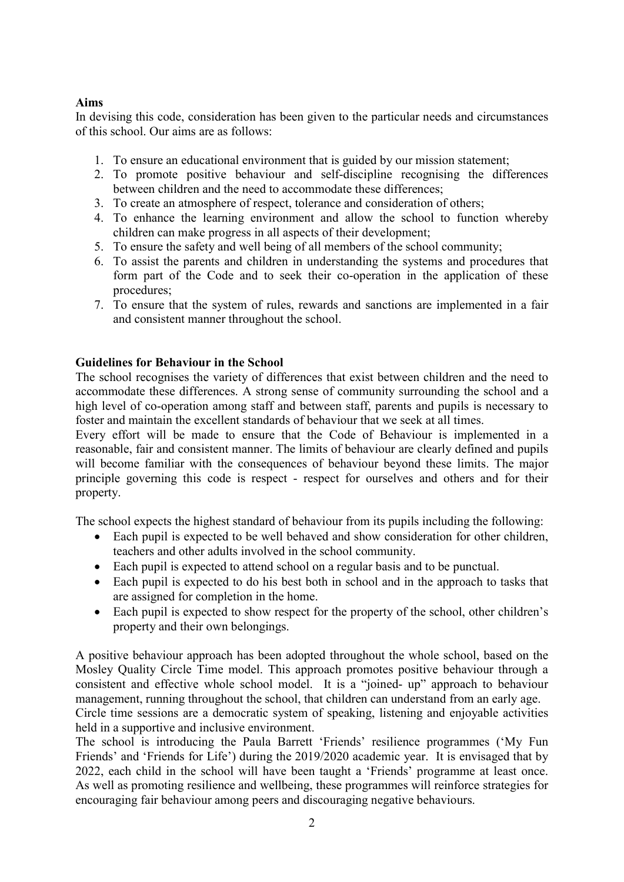**Aims**

In devising this code, consideration has been given to the particular needs and circumstances of this school. Our aims are as follows:

1. To ensure an educational environment that is guided by our mission statement;
2. To promote positive behaviour and self-discipline recognising the differences between children and the need to accommodate these differences;
3. To create an atmosphere of respect, tolerance and consideration of others;
4. To enhance the learning environment and allow the school to function whereby children can make progress in all aspects of their development;
5. To ensure the safety and well being of all members of the school community;
6. To assist the parents and children in understanding the systems and procedures that form part of the Code and to seek their co-operation in the application of these procedures;
7. To ensure that the system of rules, rewards and sanctions are implemented in a fair and consistent manner throughout the school.

**Guidelines for Behaviour in the School**

The school recognises the variety of differences that exist between children and the need to accommodate these differences. A strong sense of community surrounding the school and a high level of co-operation among staff and between staff, parents and pupils is necessary to foster and maintain the excellent standards of behaviour that we seek at all times.

Every effort will be made to ensure that the Code of Behaviour is implemented in a reasonable, fair and consistent manner. The limits of behaviour are clearly defined and pupils will become familiar with the consequences of behaviour beyond these limits. The major principle governing this code is respect - respect for ourselves and others and for their property.

The school expects the highest standard of behaviour from its pupils including the following:

- Each pupil is expected to be well behaved and show consideration for other children, teachers and other adults involved in the school community.
- Each pupil is expected to attend school on a regular basis and to be punctual.
- Each pupil is expected to do his best both in school and in the approach to tasks that are assigned for completion in the home.
- Each pupil is expected to show respect for the property of the school, other children's property and their own belongings.

A positive behaviour approach has been adopted throughout the whole school, based on the Mosley Quality Circle Time model. This approach promotes positive behaviour through a consistent and effective whole school model. It is a "joined- up" approach to behaviour management, running throughout the school, that children can understand from an early age.

Circle time sessions are a democratic system of speaking, listening and enjoyable activities held in a supportive and inclusive environment.

The school is introducing the Paula Barrett 'Friends' resilience programmes ('My Fun Friends' and 'Friends for Life') during the 2019/2020 academic year. It is envisaged that by 2022, each child in the school will have been taught a 'Friends' programme at least once. As well as promoting resilience and wellbeing, these programmes will reinforce strategies for encouraging fair behaviour among peers and discouraging negative behaviours.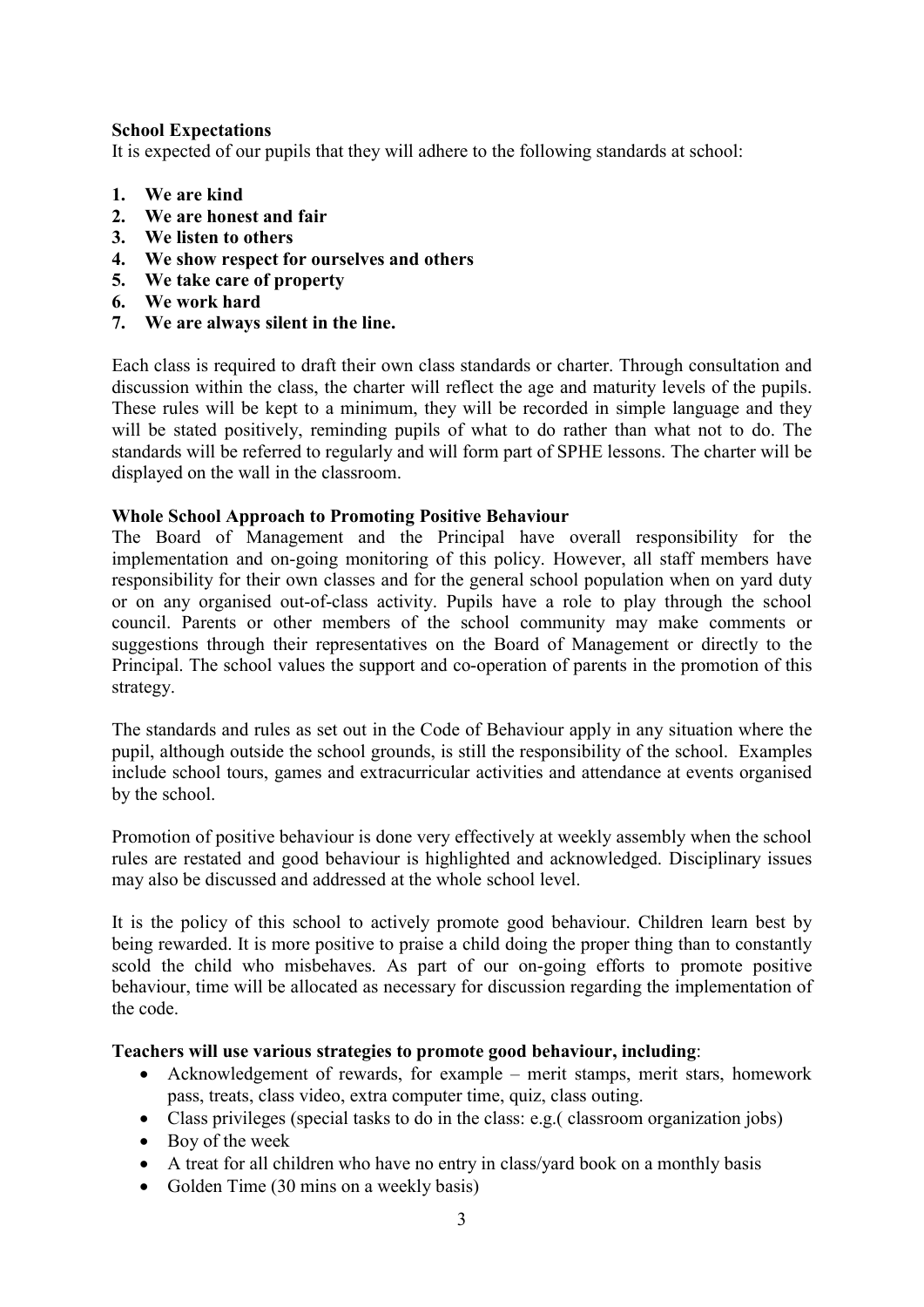**School Expectations**

It is expected of our pupils that they will adhere to the following standards at school:

1. **We are kind**
2. **We are honest and fair**
3. **We listen to others**
4. **We show respect for ourselves and others**
5. **We take care of property**
6. **We work hard**
7. **We are always silent in the line.**

Each class is required to draft their own class standards or charter. Through consultation and discussion within the class, the charter will reflect the age and maturity levels of the pupils. These rules will be kept to a minimum, they will be recorded in simple language and they will be stated positively, reminding pupils of what to do rather than what not to do. The standards will be referred to regularly and will form part of SPHE lessons. The charter will be displayed on the wall in the classroom.

**Whole School Approach to Promoting Positive Behaviour**

The Board of Management and the Principal have overall responsibility for the implementation and on-going monitoring of this policy. However, all staff members have responsibility for their own classes and for the general school population when on yard duty or on any organised out-of-class activity. Pupils have a role to play through the school council. Parents or other members of the school community may make comments or suggestions through their representatives on the Board of Management or directly to the Principal. The school values the support and co-operation of parents in the promotion of this strategy.

The standards and rules as set out in the Code of Behaviour apply in any situation where the pupil, although outside the school grounds, is still the responsibility of the school. Examples include school tours, games and extracurricular activities and attendance at events organised by the school.

Promotion of positive behaviour is done very effectively at weekly assembly when the school rules are restated and good behaviour is highlighted and acknowledged. Disciplinary issues may also be discussed and addressed at the whole school level.

It is the policy of this school to actively promote good behaviour. Children learn best by being rewarded. It is more positive to praise a child doing the proper thing than to constantly scold the child who misbehaves. As part of our on-going efforts to promote positive behaviour, time will be allocated as necessary for discussion regarding the implementation of the code.

**Teachers will use various strategies to promote good behaviour, including**:

- Acknowledgement of rewards, for example – merit stamps, merit stars, homework pass, treats, class video, extra computer time, quiz, class outing.
- Class privileges (special tasks to do in the class: e.g.( classroom organization jobs)
- Boy of the week
- A treat for all children who have no entry in class/yard book on a monthly basis
- Golden Time (30 mins on a weekly basis)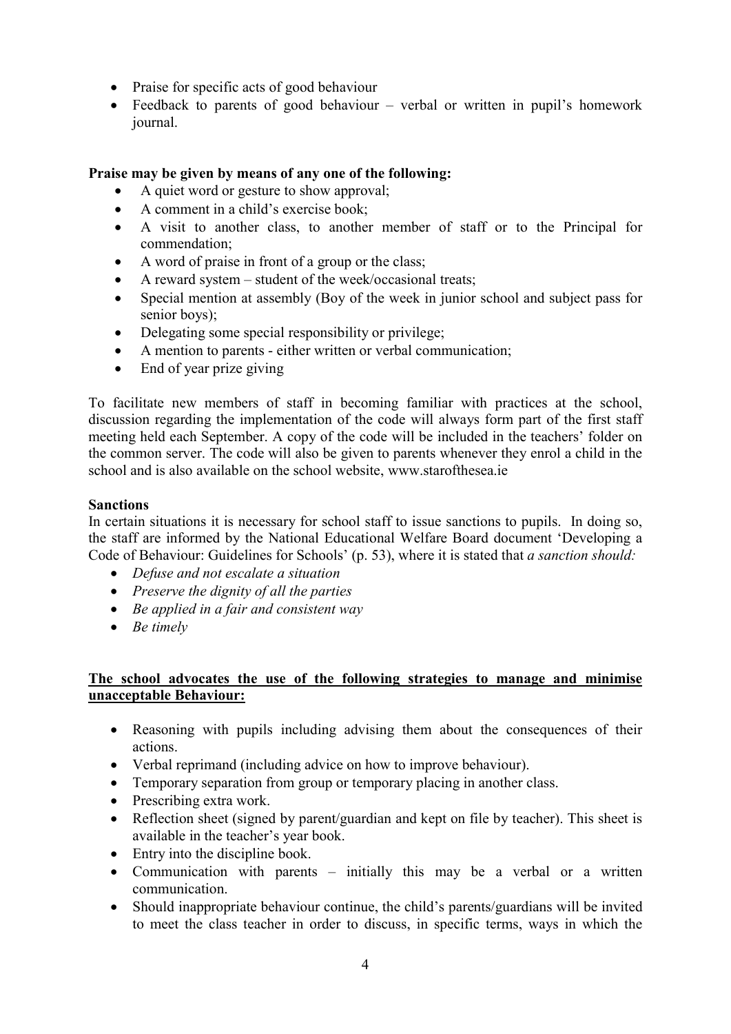- Praise for specific acts of good behaviour
- Feedback to parents of good behaviour – verbal or written in pupil's homework journal.

**Praise may be given by means of any one of the following:**

- A quiet word or gesture to show approval;
- A comment in a child's exercise book;
- A visit to another class, to another member of staff or to the Principal for commendation;
- A word of praise in front of a group or the class;
- A reward system – student of the week/occasional treats;
- Special mention at assembly (Boy of the week in junior school and subject pass for senior boys);
- Delegating some special responsibility or privilege;
- A mention to parents - either written or verbal communication;
- End of year prize giving

To facilitate new members of staff in becoming familiar with practices at the school, discussion regarding the implementation of the code will always form part of the first staff meeting held each September. A copy of the code will be included in the teachers' folder on the common server. The code will also be given to parents whenever they enrol a child in the school and is also available on the school website, www.starofthesea.ie

**Sanctions**

In certain situations it is necessary for school staff to issue sanctions to pupils. In doing so, the staff are informed by the National Educational Welfare Board document 'Developing a Code of Behaviour: Guidelines for Schools' (p. 53), where it is stated that *a sanction should:*

- *Defuse and not escalate a situation*
- *Preserve the dignity of all the parties*
- *Be applied in a fair and consistent way*
- *Be timely*

**The school advocates the use of the following strategies to manage and minimise unacceptable Behaviour:**

- Reasoning with pupils including advising them about the consequences of their actions.
- Verbal reprimand (including advice on how to improve behaviour).
- Temporary separation from group or temporary placing in another class.
- Prescribing extra work.
- Reflection sheet (signed by parent/guardian and kept on file by teacher). This sheet is available in the teacher's year book.
- Entry into the discipline book.
- Communication with parents – initially this may be a verbal or a written communication.
- Should inappropriate behaviour continue, the child's parents/guardians will be invited to meet the class teacher in order to discuss, in specific terms, ways in which the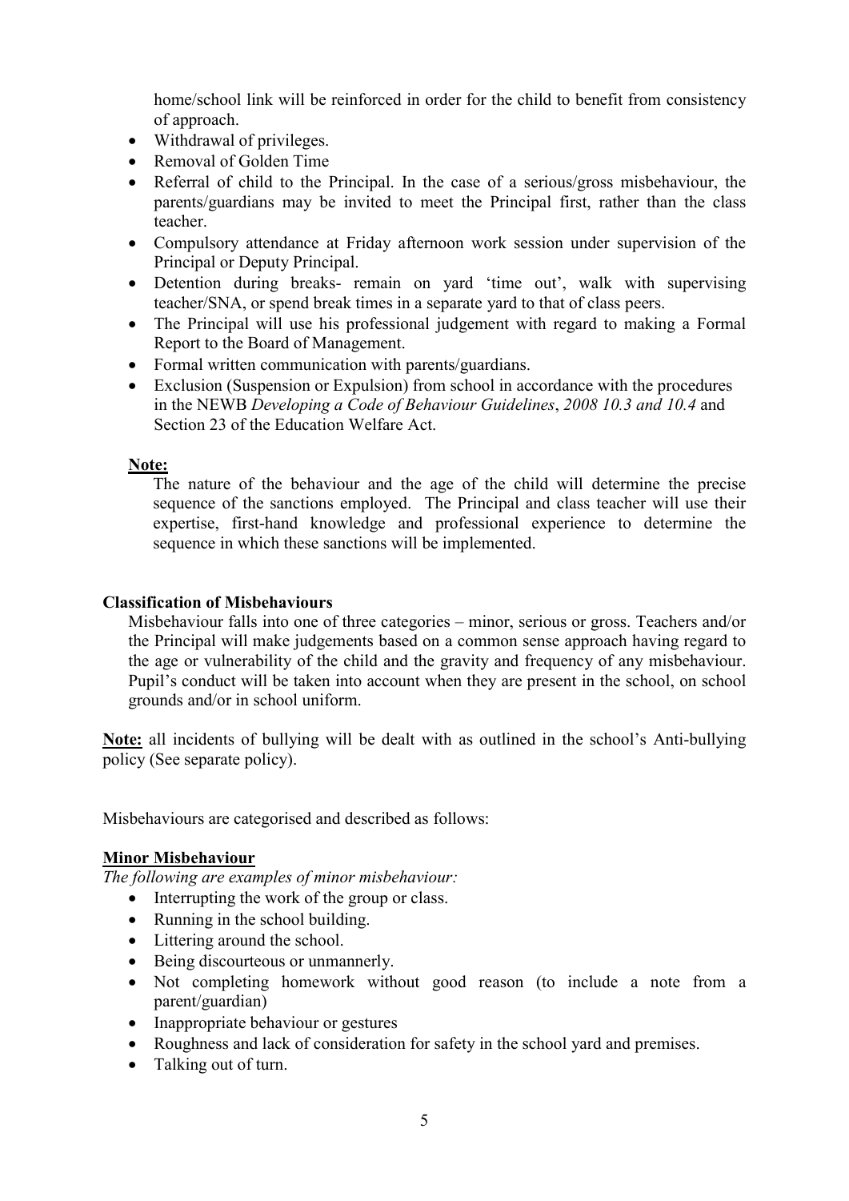home/school link will be reinforced in order for the child to benefit from consistency of approach.

- Withdrawal of privileges.
- Removal of Golden Time
- Referral of child to the Principal. In the case of a serious/gross misbehaviour, the parents/guardians may be invited to meet the Principal first, rather than the class teacher.
- Compulsory attendance at Friday afternoon work session under supervision of the Principal or Deputy Principal.
- Detention during breaks- remain on yard 'time out', walk with supervising teacher/SNA, or spend break times in a separate yard to that of class peers.
- The Principal will use his professional judgement with regard to making a Formal Report to the Board of Management.
- Formal written communication with parents/guardians.
- Exclusion (Suspension or Expulsion) from school in accordance with the procedures in the NEWB *Developing a Code of Behaviour Guidelines*, *2008 10.3 and 10.4* and Section 23 of the Education Welfare Act.

**Note:**

The nature of the behaviour and the age of the child will determine the precise sequence of the sanctions employed. The Principal and class teacher will use their expertise, first-hand knowledge and professional experience to determine the sequence in which these sanctions will be implemented.

**Classification of Misbehaviours**

Misbehaviour falls into one of three categories – minor, serious or gross. Teachers and/or the Principal will make judgements based on a common sense approach having regard to the age or vulnerability of the child and the gravity and frequency of any misbehaviour. Pupil's conduct will be taken into account when they are present in the school, on school grounds and/or in school uniform.

**Note:** all incidents of bullying will be dealt with as outlined in the school's Anti-bullying policy (See separate policy).

Misbehaviours are categorised and described as follows:

**Minor Misbehaviour**

*The following are examples of minor misbehaviour:*

- Interrupting the work of the group or class.
- Running in the school building.
- Littering around the school.
- Being discourteous or unmannerly.
- Not completing homework without good reason (to include a note from a parent/guardian)
- Inappropriate behaviour or gestures
- Roughness and lack of consideration for safety in the school yard and premises.
- Talking out of turn.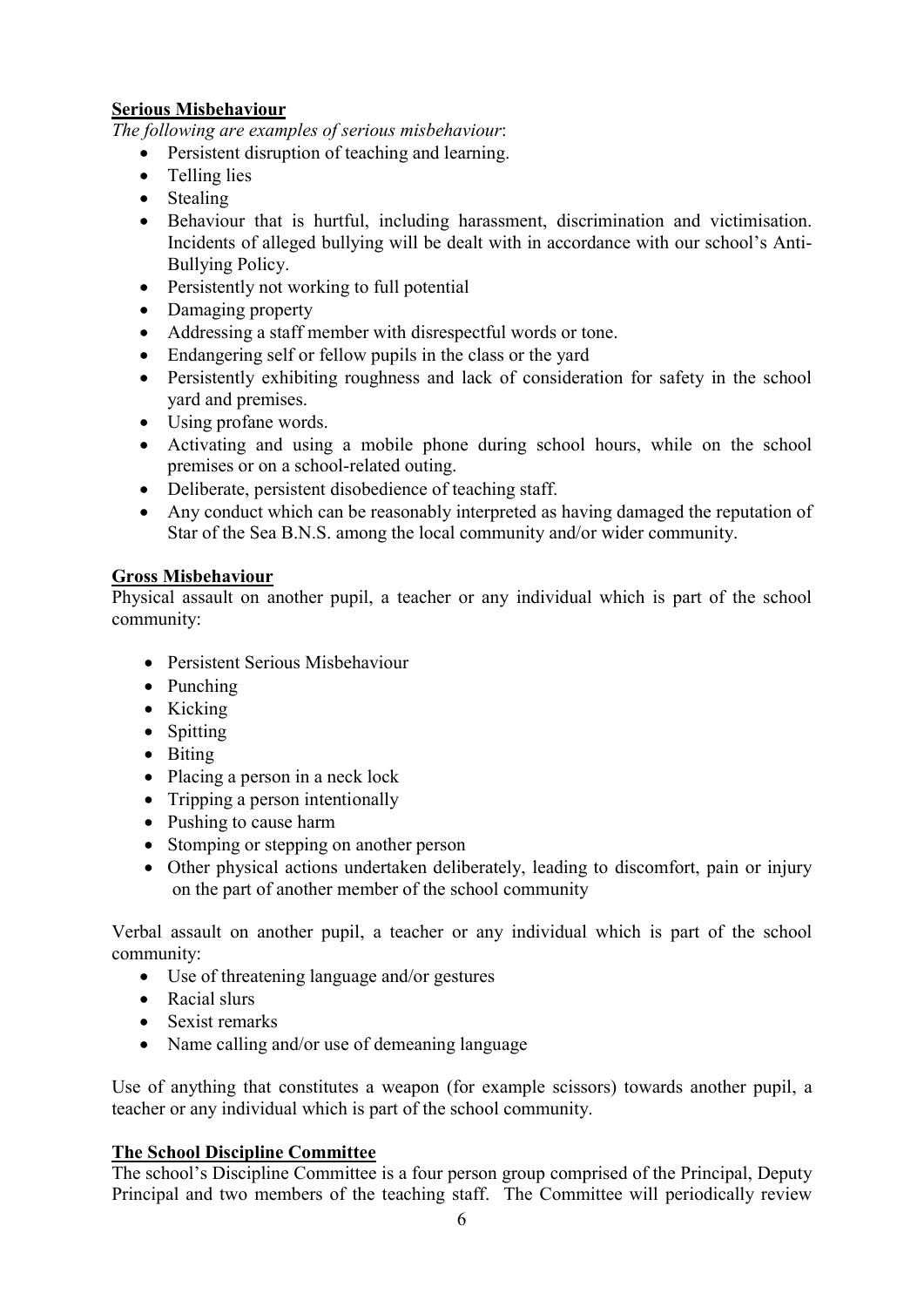**Serious Misbehaviour**

*The following are examples of serious misbehaviour*:

- Persistent disruption of teaching and learning.
- Telling lies
- Stealing
- Behaviour that is hurtful, including harassment, discrimination and victimisation. Incidents of alleged bullying will be dealt with in accordance with our school's Anti-Bullying Policy.
- Persistently not working to full potential
- Damaging property
- Addressing a staff member with disrespectful words or tone.
- Endangering self or fellow pupils in the class or the yard
- Persistently exhibiting roughness and lack of consideration for safety in the school yard and premises.
- Using profane words.
- Activating and using a mobile phone during school hours, while on the school premises or on a school-related outing.
- Deliberate, persistent disobedience of teaching staff.
- Any conduct which can be reasonably interpreted as having damaged the reputation of Star of the Sea B.N.S. among the local community and/or wider community.

**Gross Misbehaviour**

Physical assault on another pupil, a teacher or any individual which is part of the school community:

- Persistent Serious Misbehaviour
- Punching
- Kicking
- Spitting
- Biting
- Placing a person in a neck lock
- Tripping a person intentionally
- Pushing to cause harm
- Stomping or stepping on another person
- Other physical actions undertaken deliberately, leading to discomfort, pain or injury on the part of another member of the school community

Verbal assault on another pupil, a teacher or any individual which is part of the school community:

- Use of threatening language and/or gestures
- Racial slurs
- Sexist remarks
- Name calling and/or use of demeaning language

Use of anything that constitutes a weapon (for example scissors) towards another pupil, a teacher or any individual which is part of the school community.

**The School Discipline Committee**

The school's Discipline Committee is a four person group comprised of the Principal, Deputy Principal and two members of the teaching staff. The Committee will periodically review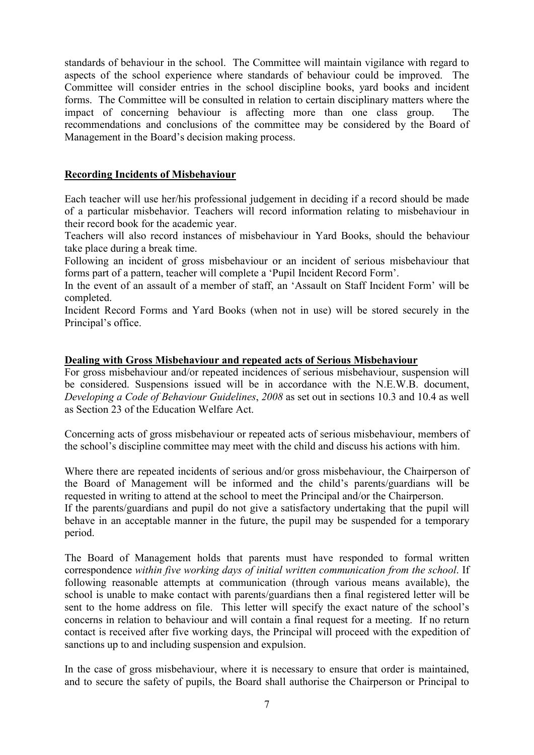standards of behaviour in the school. The Committee will maintain vigilance with regard to aspects of the school experience where standards of behaviour could be improved. The Committee will consider entries in the school discipline books, yard books and incident forms. The Committee will be consulted in relation to certain disciplinary matters where the impact of concerning behaviour is affecting more than one class group. The recommendations and conclusions of the committee may be considered by the Board of Management in the Board's decision making process.

## Recording Incidents of Misbehaviour

Each teacher will use her/his professional judgement in deciding if a record should be made of a particular misbehavior. Teachers will record information relating to misbehaviour in their record book for the academic year.

Teachers will also record instances of misbehaviour in Yard Books, should the behaviour take place during a break time.

Following an incident of gross misbehaviour or an incident of serious misbehaviour that forms part of a pattern, teacher will complete a 'Pupil Incident Record Form'.

In the event of an assault of a member of staff, an 'Assault on Staff Incident Form' will be completed.

Incident Record Forms and Yard Books (when not in use) will be stored securely in the Principal's office.

## Dealing with Gross Misbehaviour and repeated acts of Serious Misbehaviour

For gross misbehaviour and/or repeated incidences of serious misbehaviour, suspension will be considered. Suspensions issued will be in accordance with the N.E.W.B. document, *Developing a Code of Behaviour Guidelines*, *2008* as set out in sections 10.3 and 10.4 as well as Section 23 of the Education Welfare Act.

Concerning acts of gross misbehaviour or repeated acts of serious misbehaviour, members of the school's discipline committee may meet with the child and discuss his actions with him.

Where there are repeated incidents of serious and/or gross misbehaviour, the Chairperson of the Board of Management will be informed and the child's parents/guardians will be requested in writing to attend at the school to meet the Principal and/or the Chairperson.

If the parents/guardians and pupil do not give a satisfactory undertaking that the pupil will behave in an acceptable manner in the future, the pupil may be suspended for a temporary period.

The Board of Management holds that parents must have responded to formal written correspondence *within five working days of initial written communication from the school*. If following reasonable attempts at communication (through various means available), the school is unable to make contact with parents/guardians then a final registered letter will be sent to the home address on file. This letter will specify the exact nature of the school's concerns in relation to behaviour and will contain a final request for a meeting. If no return contact is received after five working days, the Principal will proceed with the expedition of sanctions up to and including suspension and expulsion.

In the case of gross misbehaviour, where it is necessary to ensure that order is maintained, and to secure the safety of pupils, the Board shall authorise the Chairperson or Principal to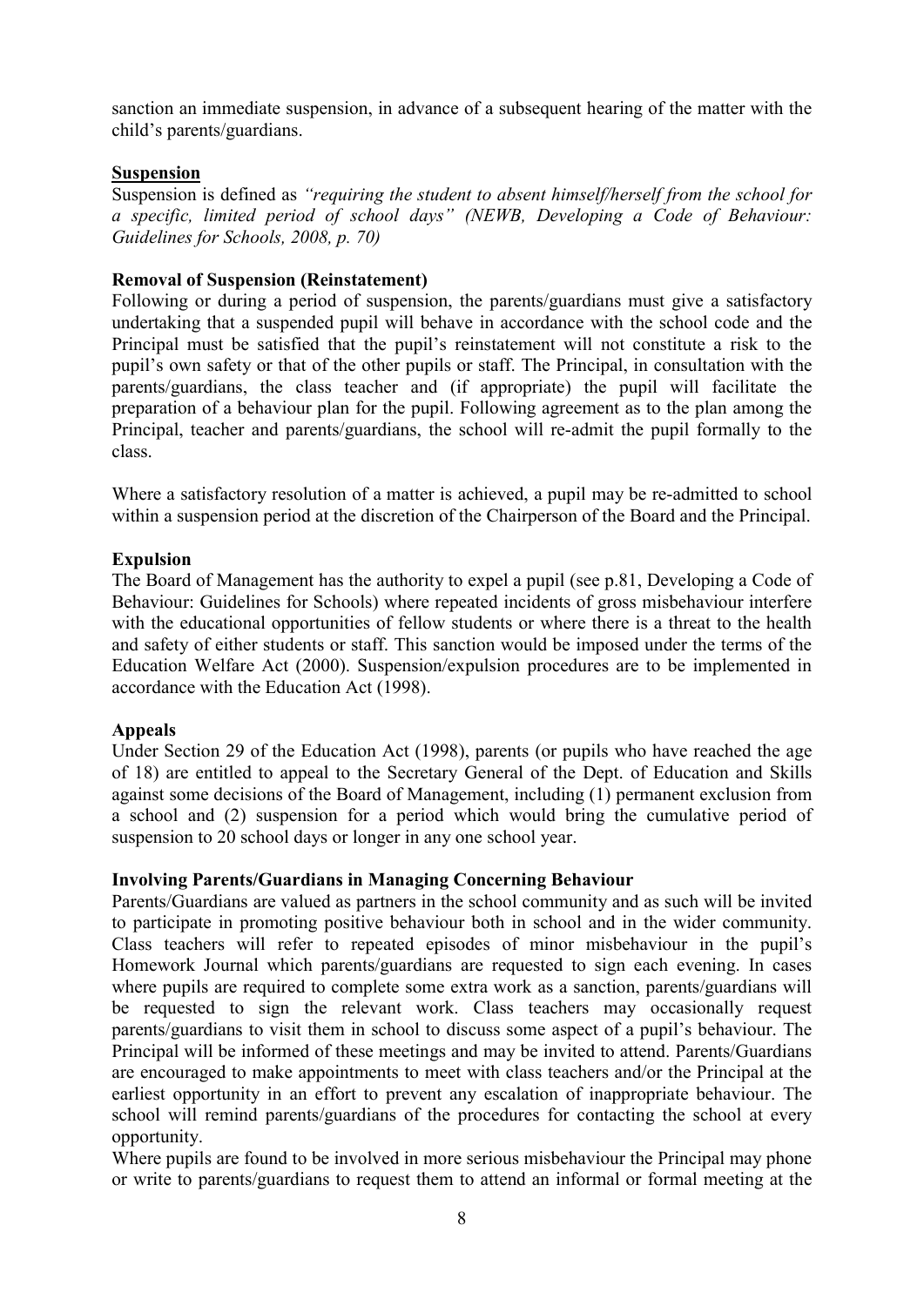sanction an immediate suspension, in advance of a subsequent hearing of the matter with the child's parents/guardians.

**Suspension**

Suspension is defined as *"requiring the student to absent himself/herself from the school for a specific, limited period of school days" (NEWB, Developing a Code of Behaviour: Guidelines for Schools, 2008, p. 70)*

**Removal of Suspension (Reinstatement)**

Following or during a period of suspension, the parents/guardians must give a satisfactory undertaking that a suspended pupil will behave in accordance with the school code and the Principal must be satisfied that the pupil's reinstatement will not constitute a risk to the pupil's own safety or that of the other pupils or staff. The Principal, in consultation with the parents/guardians, the class teacher and (if appropriate) the pupil will facilitate the preparation of a behaviour plan for the pupil. Following agreement as to the plan among the Principal, teacher and parents/guardians, the school will re-admit the pupil formally to the class.

Where a satisfactory resolution of a matter is achieved, a pupil may be re-admitted to school within a suspension period at the discretion of the Chairperson of the Board and the Principal.

**Expulsion**

The Board of Management has the authority to expel a pupil (see p.81, Developing a Code of Behaviour: Guidelines for Schools) where repeated incidents of gross misbehaviour interfere with the educational opportunities of fellow students or where there is a threat to the health and safety of either students or staff. This sanction would be imposed under the terms of the Education Welfare Act (2000). Suspension/expulsion procedures are to be implemented in accordance with the Education Act (1998).

**Appeals**

Under Section 29 of the Education Act (1998), parents (or pupils who have reached the age of 18) are entitled to appeal to the Secretary General of the Dept. of Education and Skills against some decisions of the Board of Management, including (1) permanent exclusion from a school and (2) suspension for a period which would bring the cumulative period of suspension to 20 school days or longer in any one school year.

**Involving Parents/Guardians in Managing Concerning Behaviour**

Parents/Guardians are valued as partners in the school community and as such will be invited to participate in promoting positive behaviour both in school and in the wider community. Class teachers will refer to repeated episodes of minor misbehaviour in the pupil's Homework Journal which parents/guardians are requested to sign each evening. In cases where pupils are required to complete some extra work as a sanction, parents/guardians will be requested to sign the relevant work. Class teachers may occasionally request parents/guardians to visit them in school to discuss some aspect of a pupil's behaviour. The Principal will be informed of these meetings and may be invited to attend. Parents/Guardians are encouraged to make appointments to meet with class teachers and/or the Principal at the earliest opportunity in an effort to prevent any escalation of inappropriate behaviour. The school will remind parents/guardians of the procedures for contacting the school at every opportunity.

Where pupils are found to be involved in more serious misbehaviour the Principal may phone or write to parents/guardians to request them to attend an informal or formal meeting at the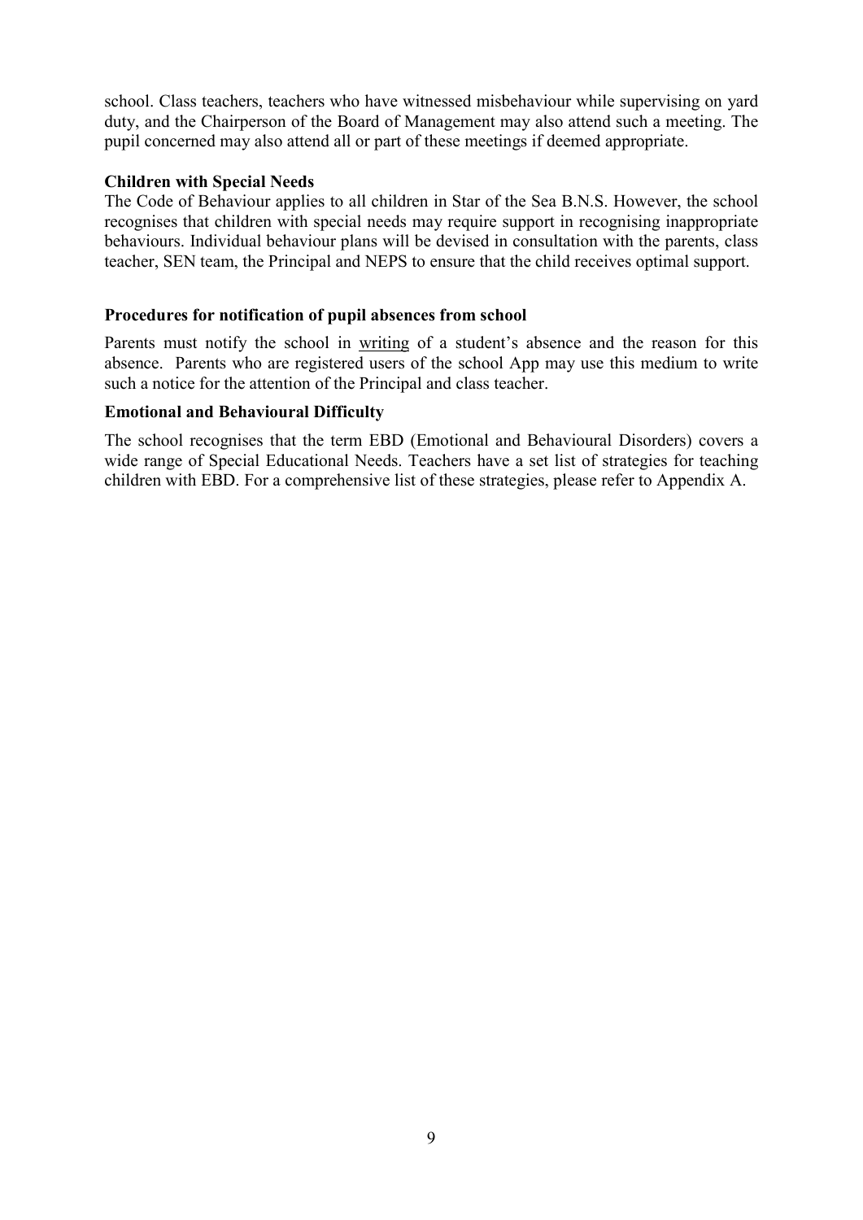school. Class teachers, teachers who have witnessed misbehaviour while supervising on yard duty, and the Chairperson of the Board of Management may also attend such a meeting. The pupil concerned may also attend all or part of these meetings if deemed appropriate.

**Children with Special Needs**

The Code of Behaviour applies to all children in Star of the Sea B.N.S. However, the school recognises that children with special needs may require support in recognising inappropriate behaviours. Individual behaviour plans will be devised in consultation with the parents, class teacher, SEN team, the Principal and NEPS to ensure that the child receives optimal support.

**Procedures for notification of pupil absences from school**

Parents must notify the school in <u>writing</u> of a student's absence and the reason for this absence. Parents who are registered users of the school App may use this medium to write such a notice for the attention of the Principal and class teacher.

**Emotional and Behavioural Difficulty**

The school recognises that the term EBD (Emotional and Behavioural Disorders) covers a wide range of Special Educational Needs. Teachers have a set list of strategies for teaching children with EBD. For a comprehensive list of these strategies, please refer to Appendix A.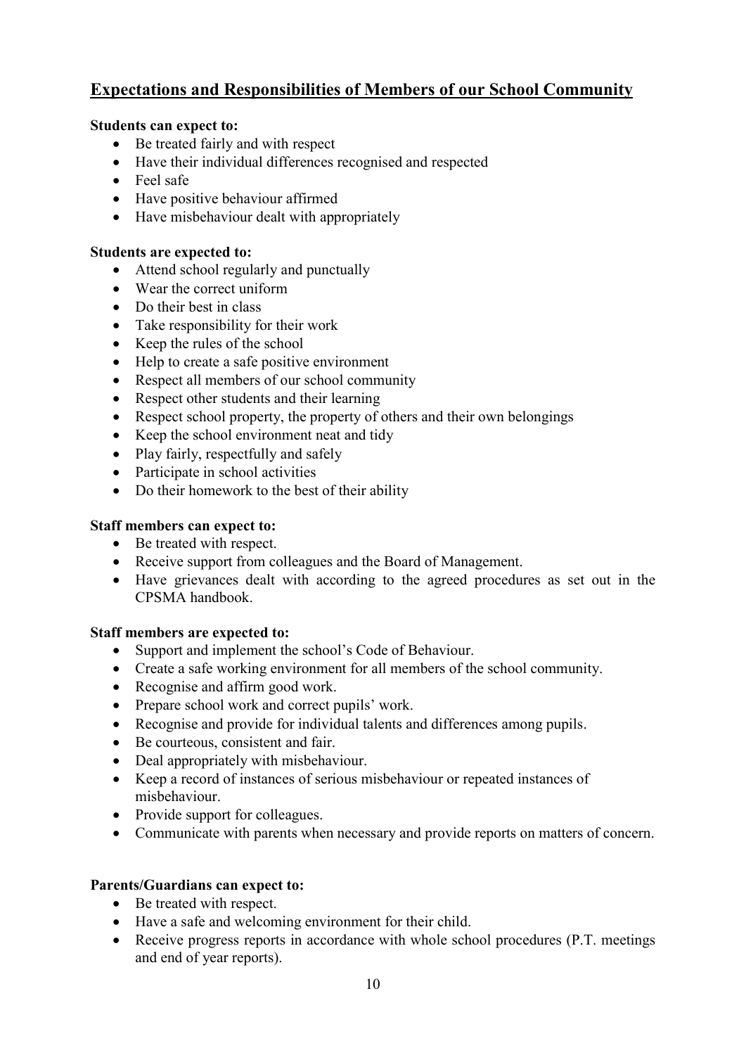## Expectations and Responsibilities of Members of our School Community

**Students can expect to:**

- Be treated fairly and with respect
- Have their individual differences recognised and respected
- Feel safe
- Have positive behaviour affirmed
- Have misbehaviour dealt with appropriately

**Students are expected to:**

- Attend school regularly and punctually
- Wear the correct uniform
- Do their best in class
- Take responsibility for their work
- Keep the rules of the school
- Help to create a safe positive environment
- Respect all members of our school community
- Respect other students and their learning
- Respect school property, the property of others and their own belongings
- Keep the school environment neat and tidy
- Play fairly, respectfully and safely
- Participate in school activities
- Do their homework to the best of their ability

**Staff members can expect to:**

- Be treated with respect.
- Receive support from colleagues and the Board of Management.
- Have grievances dealt with according to the agreed procedures as set out in the CPSMA handbook.

**Staff members are expected to:**

- Support and implement the school's Code of Behaviour.
- Create a safe working environment for all members of the school community.
- Recognise and affirm good work.
- Prepare school work and correct pupils' work.
- Recognise and provide for individual talents and differences among pupils.
- Be courteous, consistent and fair.
- Deal appropriately with misbehaviour.
- Keep a record of instances of serious misbehaviour or repeated instances of misbehaviour.
- Provide support for colleagues.
- Communicate with parents when necessary and provide reports on matters of concern.

**Parents/Guardians can expect to:**

- Be treated with respect.
- Have a safe and welcoming environment for their child.
- Receive progress reports in accordance with whole school procedures (P.T. meetings and end of year reports).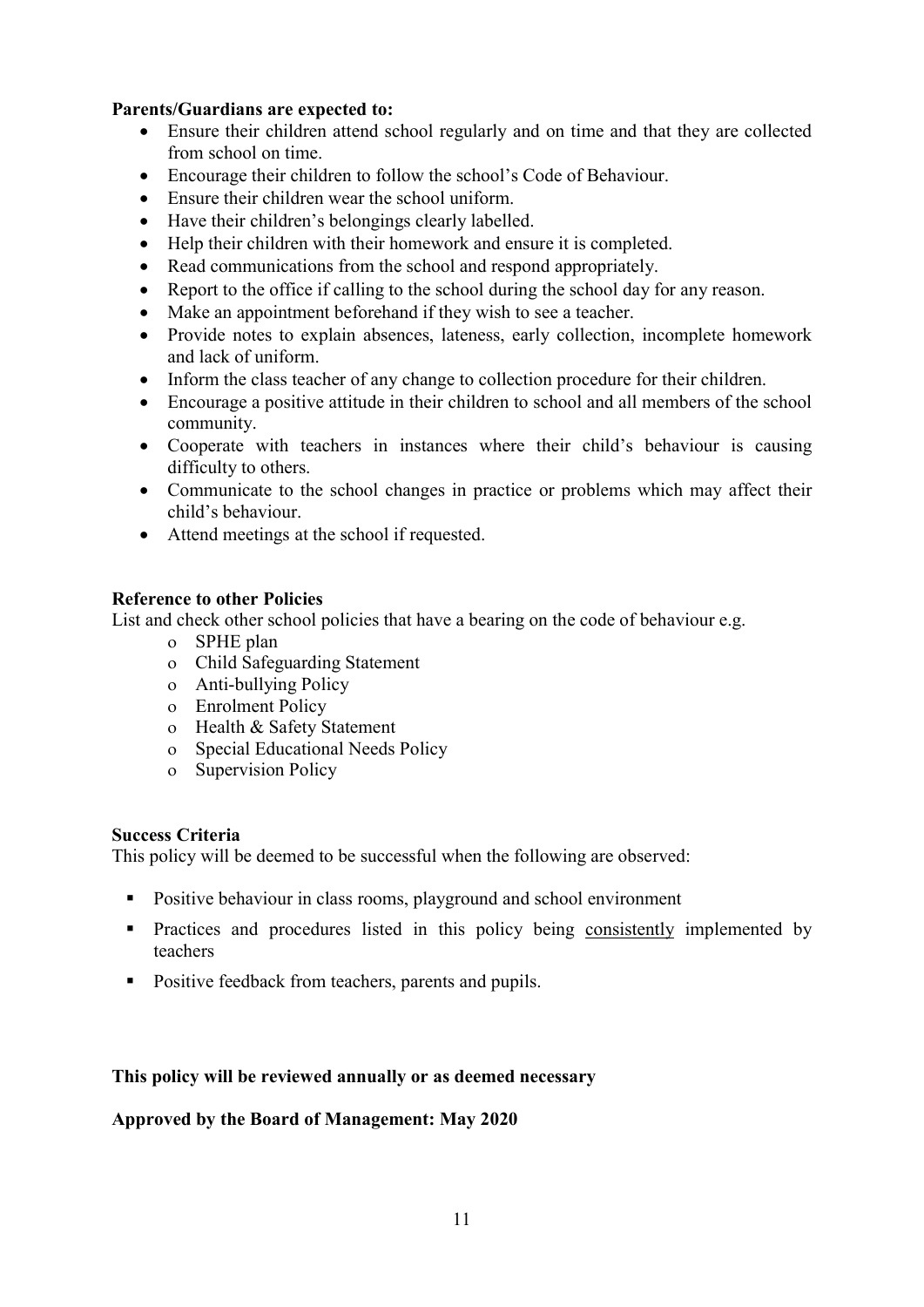**Parents/Guardians are expected to:**

- Ensure their children attend school regularly and on time and that they are collected from school on time.
- Encourage their children to follow the school's Code of Behaviour.
- Ensure their children wear the school uniform.
- Have their children's belongings clearly labelled.
- Help their children with their homework and ensure it is completed.
- Read communications from the school and respond appropriately.
- Report to the office if calling to the school during the school day for any reason.
- Make an appointment beforehand if they wish to see a teacher.
- Provide notes to explain absences, lateness, early collection, incomplete homework and lack of uniform.
- Inform the class teacher of any change to collection procedure for their children.
- Encourage a positive attitude in their children to school and all members of the school community.
- Cooperate with teachers in instances where their child's behaviour is causing difficulty to others.
- Communicate to the school changes in practice or problems which may affect their child's behaviour.
- Attend meetings at the school if requested.

**Reference to other Policies**

List and check other school policies that have a bearing on the code of behaviour e.g.

- SPHE plan
- Child Safeguarding Statement
- Anti-bullying Policy
- Enrolment Policy
- Health & Safety Statement
- Special Educational Needs Policy
- Supervision Policy

**Success Criteria**

This policy will be deemed to be successful when the following are observed:

- Positive behaviour in class rooms, playground and school environment
- Practices and procedures listed in this policy being <u>consistently</u> implemented by teachers
- Positive feedback from teachers, parents and pupils.

**This policy will be reviewed annually or as deemed necessary**

**Approved by the Board of Management: May 2020**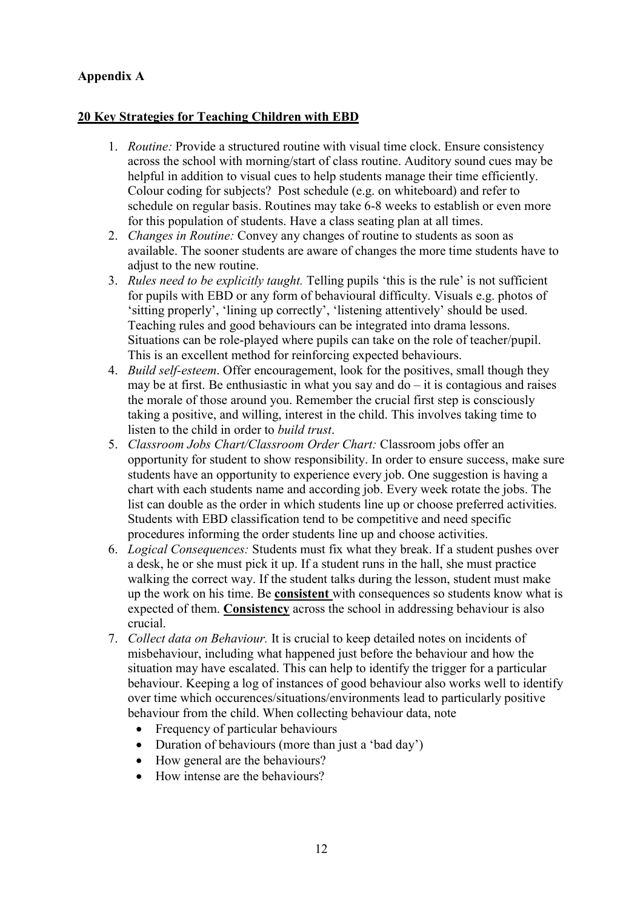**Appendix A**

**20 Key Strategies for Teaching Children with EBD**

1. *Routine:* Provide a structured routine with visual time clock. Ensure consistency across the school with morning/start of class routine. Auditory sound cues may be helpful in addition to visual cues to help students manage their time efficiently. Colour coding for subjects? Post schedule (e.g. on whiteboard) and refer to schedule on regular basis. Routines may take 6-8 weeks to establish or even more for this population of students. Have a class seating plan at all times.
2. *Changes in Routine:* Convey any changes of routine to students as soon as available. The sooner students are aware of changes the more time students have to adjust to the new routine.
3. *Rules need to be explicitly taught.* Telling pupils 'this is the rule' is not sufficient for pupils with EBD or any form of behavioural difficulty. Visuals e.g. photos of 'sitting properly', 'lining up correctly', 'listening attentively' should be used. Teaching rules and good behaviours can be integrated into drama lessons. Situations can be role-played where pupils can take on the role of teacher/pupil. This is an excellent method for reinforcing expected behaviours.
4. *Build self-esteem*. Offer encouragement, look for the positives, small though they may be at first. Be enthusiastic in what you say and do – it is contagious and raises the morale of those around you. Remember the crucial first step is consciously taking a positive, and willing, interest in the child. This involves taking time to listen to the child in order to *build trust*.
5. *Classroom Jobs Chart/Classroom Order Chart:* Classroom jobs offer an opportunity for student to show responsibility. In order to ensure success, make sure students have an opportunity to experience every job. One suggestion is having a chart with each students name and according job. Every week rotate the jobs. The list can double as the order in which students line up or choose preferred activities. Students with EBD classification tend to be competitive and need specific procedures informing the order students line up and choose activities.
6. *Logical Consequences:* Students must fix what they break. If a student pushes over a desk, he or she must pick it up. If a student runs in the hall, she must practice walking the correct way. If the student talks during the lesson, student must make up the work on his time. Be **consistent** with consequences so students know what is expected of them. **Consistency** across the school in addressing behaviour is also crucial.
7. *Collect data on Behaviour.* It is crucial to keep detailed notes on incidents of misbehaviour, including what happened just before the behaviour and how the situation may have escalated. This can help to identify the trigger for a particular behaviour. Keeping a log of instances of good behaviour also works well to identify over time which occurences/situations/environments lead to particularly positive behaviour from the child. When collecting behaviour data, note
   - Frequency of particular behaviours
   - Duration of behaviours (more than just a 'bad day')
   - How general are the behaviours?
   - How intense are the behaviours?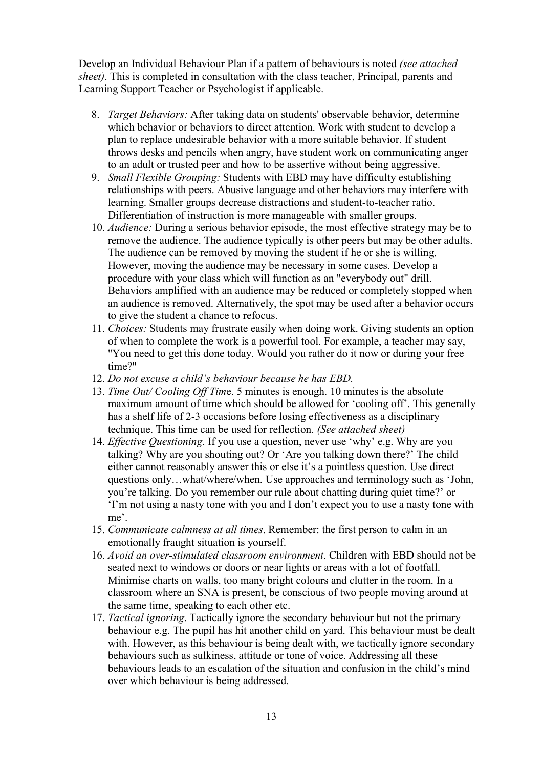Develop an Individual Behaviour Plan if a pattern of behaviours is noted *(see attached sheet)*. This is completed in consultation with the class teacher, Principal, parents and Learning Support Teacher or Psychologist if applicable.

8. *Target Behaviors:* After taking data on students' observable behavior, determine which behavior or behaviors to direct attention. Work with student to develop a plan to replace undesirable behavior with a more suitable behavior. If student throws desks and pencils when angry, have student work on communicating anger to an adult or trusted peer and how to be assertive without being aggressive.
9. *Small Flexible Grouping:* Students with EBD may have difficulty establishing relationships with peers. Abusive language and other behaviors may interfere with learning. Smaller groups decrease distractions and student-to-teacher ratio. Differentiation of instruction is more manageable with smaller groups.
10. *Audience:* During a serious behavior episode, the most effective strategy may be to remove the audience. The audience typically is other peers but may be other adults. The audience can be removed by moving the student if he or she is willing. However, moving the audience may be necessary in some cases. Develop a procedure with your class which will function as an "everybody out" drill. Behaviors amplified with an audience may be reduced or completely stopped when an audience is removed. Alternatively, the spot may be used after a behavior occurs to give the student a chance to refocus.
11. *Choices:* Students may frustrate easily when doing work. Giving students an option of when to complete the work is a powerful tool. For example, a teacher may say, "You need to get this done today. Would you rather do it now or during your free time?"
12. *Do not excuse a child's behaviour because he has EBD.*
13. *Time Out/ Cooling Off Tim*e. 5 minutes is enough. 10 minutes is the absolute maximum amount of time which should be allowed for 'cooling off'. This generally has a shelf life of 2-3 occasions before losing effectiveness as a disciplinary technique. This time can be used for reflection. *(See attached sheet)*
14. *Effective Questioning*. If you use a question, never use 'why' e.g. Why are you talking? Why are you shouting out? Or 'Are you talking down there?' The child either cannot reasonably answer this or else it's a pointless question. Use direct questions only…what/where/when. Use approaches and terminology such as 'John, you're talking. Do you remember our rule about chatting during quiet time?' or 'I'm not using a nasty tone with you and I don't expect you to use a nasty tone with me'.
15. *Communicate calmness at all times*. Remember: the first person to calm in an emotionally fraught situation is yourself.
16. *Avoid an over-stimulated classroom environment*. Children with EBD should not be seated next to windows or doors or near lights or areas with a lot of footfall. Minimise charts on walls, too many bright colours and clutter in the room. In a classroom where an SNA is present, be conscious of two people moving around at the same time, speaking to each other etc.
17. *Tactical ignoring*. Tactically ignore the secondary behaviour but not the primary behaviour e.g. The pupil has hit another child on yard. This behaviour must be dealt with. However, as this behaviour is being dealt with, we tactically ignore secondary behaviours such as sulkiness, attitude or tone of voice. Addressing all these behaviours leads to an escalation of the situation and confusion in the child's mind over which behaviour is being addressed.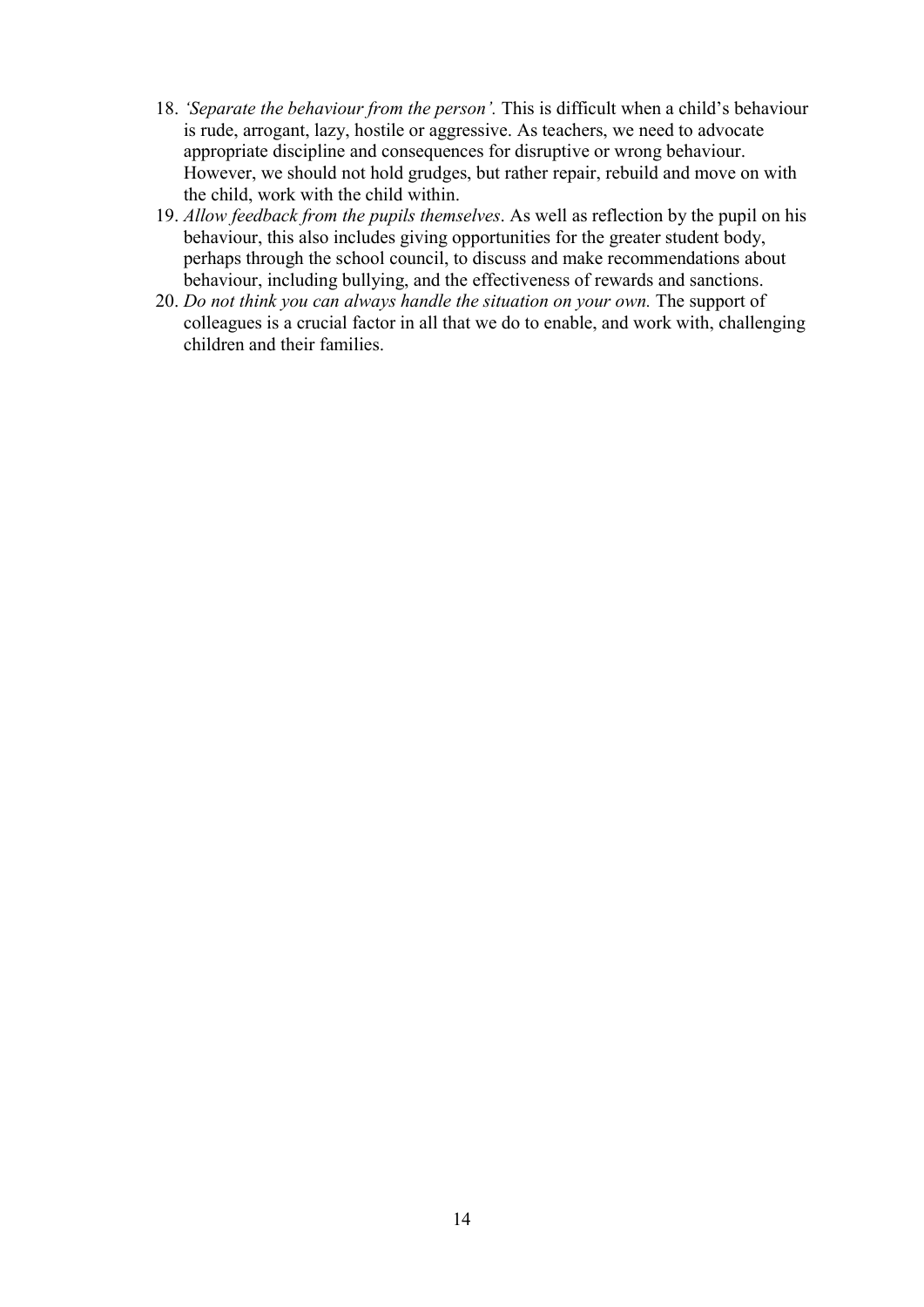18. *'Separate the behaviour from the person'.* This is difficult when a child's behaviour is rude, arrogant, lazy, hostile or aggressive. As teachers, we need to advocate appropriate discipline and consequences for disruptive or wrong behaviour. However, we should not hold grudges, but rather repair, rebuild and move on with the child, work with the child within.
19. *Allow feedback from the pupils themselves*. As well as reflection by the pupil on his behaviour, this also includes giving opportunities for the greater student body, perhaps through the school council, to discuss and make recommendations about behaviour, including bullying, and the effectiveness of rewards and sanctions.
20. *Do not think you can always handle the situation on your own.* The support of colleagues is a crucial factor in all that we do to enable, and work with, challenging children and their families.